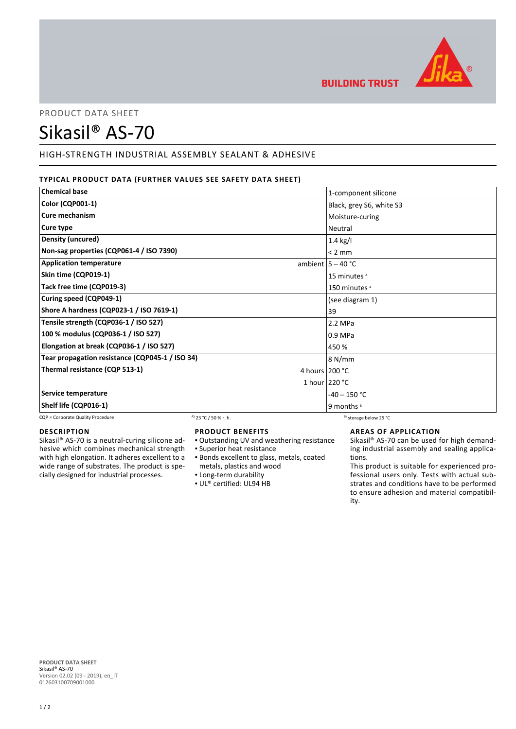PRODUCT DATA SHEET

# Sikasil® AS-70

## HIGH-STRENGTH INDUSTRIAL ASSEMBLY SEALANT & ADHESIVE

### TYPICAL PRODUCT DATA (FURTHER VALUES SEE SAFETY DATA SHEET)

| Property | | Value |
|---|---|---|
| **Chemical base** | | 1-component silicone |
| **Color (CQP001-1)** | | Black, grey S6, white S3 |
| **Cure mechanism** | | Moisture-curing |
| **Cure type** | | Neutral |
| **Density (uncured)** | | 1.4 kg/l |
| **Non-sag properties (CQP061-4 / ISO 7390)** | | < 2 mm |
| **Application temperature** | ambient | 5 – 40 °C |
| **Skin time (CQP019-1)** | | 15 minutes [A] |
| **Tack free time (CQP019-3)** | | 150 minutes [A] |
| **Curing speed (CQP049-1)** | | (see diagram 1) |
| **Shore A hardness (CQP023-1 / ISO 7619-1)** | | 39 |
| **Tensile strength (CQP036-1 / ISO 527)** | | 2.2 MPa |
| **100 % modulus (CQP036-1 / ISO 527)** | | 0.9 MPa |
| **Elongation at break (CQP036-1 / ISO 527)** | | 450 % |
| **Tear propagation resistance (CQP045-1 / ISO 34)** | | 8 N/mm |
| **Thermal resistance (CQP 513-1)** | 4 hours | 200 °C |
| | 1 hour | 220 °C |
| **Service temperature** | | -40 – 150 °C |
| **Shelf life (CQP016-1)** | | 9 months [B] |

CQP = Corporate Quality Procedure    A) 23 °C / 50 % r. h.    B) storage below 25 °C

### DESCRIPTION

Sikasil® AS-70 is a neutral-curing silicone adhesive which combines mechanical strength with high elongation. It adheres excellent to a wide range of substrates. The product is specially designed for industrial processes.

### PRODUCT BENEFITS

- Outstanding UV and weathering resistance
- Superior heat resistance
- Bonds excellent to glass, metals, coated metals, plastics and wood
- Long-term durability
- UL® certified: UL94 HB

### AREAS OF APPLICATION

Sikasil® AS-70 can be used for high demanding industrial assembly and sealing applications.

This product is suitable for experienced professional users only. Tests with actual substrates and conditions have to be performed to ensure adhesion and material compatibility.

**PRODUCT DATA SHEET**
Sikasil® AS-70
Version 02.02 (09 - 2019), en_IT
012603100709001000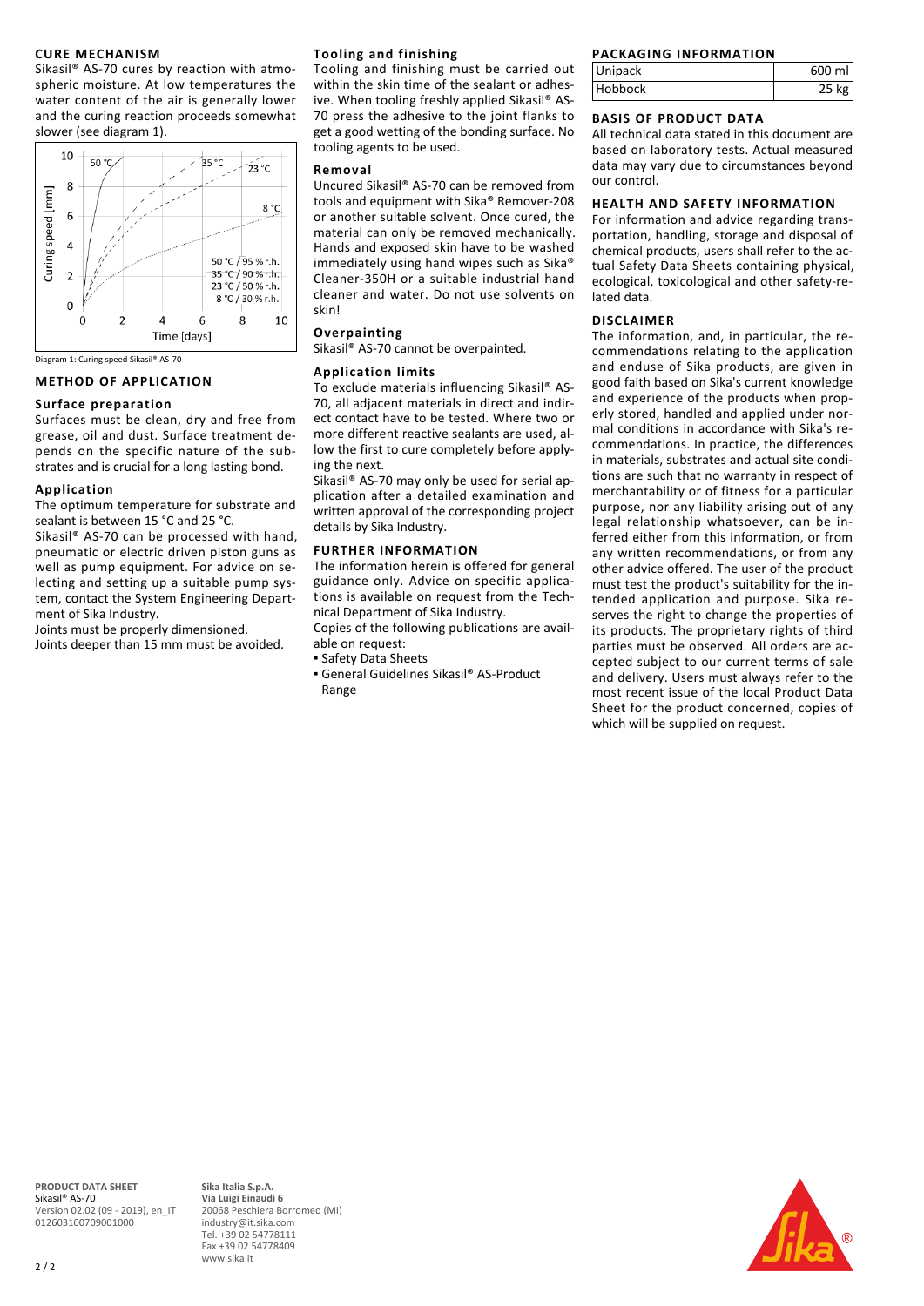## CURE MECHANISM

Sikasil® AS-70 cures by reaction with atmospheric moisture. At low temperatures the water content of the air is generally lower and the curing reaction proceeds somewhat slower (see diagram 1).

10
8
6
4
2
0
Curing speed [mm]
0
2
4
6
8
10
Time [days]
50 °C
35 °C
23 °C
8 °C
50 °C / 95 % r.h.
35 °C / 90 % r.h.
23 °C / 50 % r.h.
8 °C / 30 % r.h.

Diagram 1: Curing speed Sikasil® AS-70

## METHOD OF APPLICATION

### Surface preparation

Surfaces must be clean, dry and free from grease, oil and dust. Surface treatment depends on the specific nature of the substrates and is crucial for a long lasting bond.

### Application

The optimum temperature for substrate and sealant is between 15 °C and 25 °C.

Sikasil® AS-70 can be processed with hand, pneumatic or electric driven piston guns as well as pump equipment. For advice on selecting and setting up a suitable pump system, contact the System Engineering Department of Sika Industry.

Joints must be properly dimensioned.

Joints deeper than 15 mm must be avoided.

### Tooling and finishing

Tooling and finishing must be carried out within the skin time of the sealant or adhesive. When tooling freshly applied Sikasil® AS-70 press the adhesive to the joint flanks to get a good wetting of the bonding surface. No tooling agents to be used.

### Removal

Uncured Sikasil® AS-70 can be removed from tools and equipment with Sika® Remover-208 or another suitable solvent. Once cured, the material can only be removed mechanically. Hands and exposed skin have to be washed immediately using hand wipes such as Sika® Cleaner-350H or a suitable industrial hand cleaner and water. Do not use solvents on skin!

### Overpainting

Sikasil® AS-70 cannot be overpainted.

### Application limits

To exclude materials influencing Sikasil® AS-70, all adjacent materials in direct and indirect contact have to be tested. Where two or more different reactive sealants are used, allow the first to cure completely before applying the next.

Sikasil® AS-70 may only be used for serial application after a detailed examination and written approval of the corresponding project details by Sika Industry.

## FURTHER INFORMATION

The information herein is offered for general guidance only. Advice on specific applications is available on request from the Technical Department of Sika Industry.

Copies of the following publications are available on request:

- Safety Data Sheets
- General Guidelines Sikasil® AS-Product Range

## PACKAGING INFORMATION

| | |
|---|---|
| Unipack | 600 ml |
| Hobbock | 25 kg |

## BASIS OF PRODUCT DATA

All technical data stated in this document are based on laboratory tests. Actual measured data may vary due to circumstances beyond our control.

## HEALTH AND SAFETY INFORMATION

For information and advice regarding transportation, handling, storage and disposal of chemical products, users shall refer to the actual Safety Data Sheets containing physical, ecological, toxicological and other safety-related data.

## DISCLAIMER

The information, and, in particular, the recommendations relating to the application and enduse of Sika products, are given in good faith based on Sika's current knowledge and experience of the products when properly stored, handled and applied under normal conditions in accordance with Sika's recommendations. In practice, the differences in materials, substrates and actual site conditions are such that no warranty in respect of merchantability or of fitness for a particular purpose, nor any liability arising out of any legal relationship whatsoever, can be inferred either from this information, or from any written recommendations, or from any other advice offered. The user of the product must test the product's suitability for the intended application and purpose. Sika reserves the right to change the properties of its products. The proprietary rights of third parties must be observed. All orders are accepted subject to our current terms of sale and delivery. Users must always refer to the most recent issue of the local Product Data Sheet for the product concerned, copies of which will be supplied on request.

**PRODUCT DATA SHEET**
Sikasil® AS-70
Version 02.02 (09 - 2019), en_IT
012603100709001000

**Sika Italia S.p.A.**
**Via Luigi Einaudi 6**
20068 Peschiera Borromeo (MI)
industry@it.sika.com
Tel. +39 02 54778111
Fax +39 02 54778409
www.sika.it